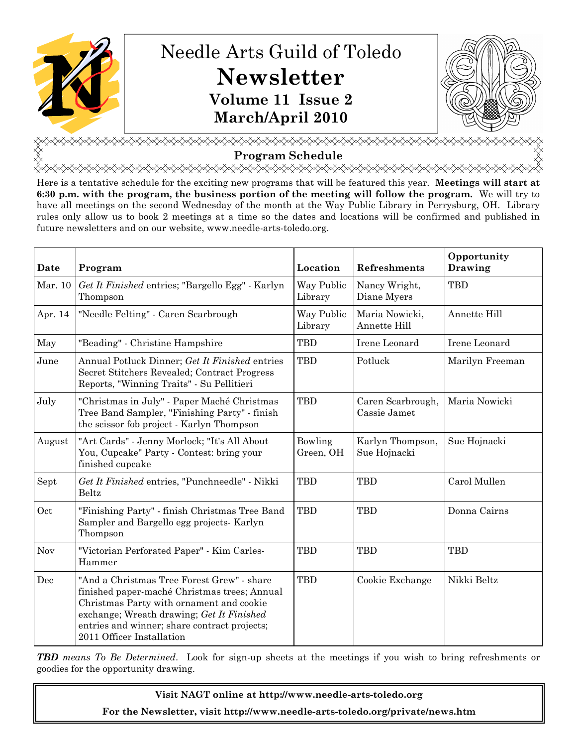# Needle Arts Guild of Toledo

# Newsletter

### Volume 11 Issue 2

### March/April 2010

## Program Schedule

Here is a tentative schedule for the exciting new programs that will be featured this year. **Meetings will start at 6:30 p.m. with the program, the business portion of the meeting will follow the program.** We will try to have all meetings on the second Wednesday of the month at the Way Public Library in Perrysburg, OH. Library rules only allow us to book 2 meetings at a time so the dates and locations will be confirmed and published in future newsletters and on our website, www.needle-arts-toledo.org.

| Date | Program | Location | Refreshments | Opportunity Drawing |
|---|---|---|---|---|
| Mar. 10 | *Get It Finished* entries; "Bargello Egg" - Karlyn Thompson | Way Public Library | Nancy Wright, Diane Myers | TBD |
| Apr. 14 | "Needle Felting" - Caren Scarbrough | Way Public Library | Maria Nowicki, Annette Hill | Annette Hill |
| May | "Beading" - Christine Hampshire | TBD | Irene Leonard | Irene Leonard |
| June | Annual Potluck Dinner; *Get It Finished* entries Secret Stitchers Revealed; Contract Progress Reports, "Winning Traits" - Su Pellitieri | TBD | Potluck | Marilyn Freeman |
| July | "Christmas in July" - Paper Maché Christmas Tree Band Sampler, "Finishing Party" - finish the scissor fob project - Karlyn Thompson | TBD | Caren Scarbrough, Cassie Jamet | Maria Nowicki |
| August | "Art Cards" - Jenny Morlock; "It's All About You, Cupcake" Party - Contest: bring your finished cupcake | Bowling Green, OH | Karlyn Thompson, Sue Hojnacki | Sue Hojnacki |
| Sept | *Get It Finished* entries, "Punchneedle" - Nikki Beltz | TBD | TBD | Carol Mullen |
| Oct | "Finishing Party" - finish Christmas Tree Band Sampler and Bargello egg projects- Karlyn Thompson | TBD | TBD | Donna Cairns |
| Nov | "Victorian Perforated Paper" - Kim Carles-Hammer | TBD | TBD | TBD |
| Dec | "And a Christmas Tree Forest Grew" - share finished paper-maché Christmas trees; Annual Christmas Party with ornament and cookie exchange; Wreath drawing; *Get It Finished* entries and winner; share contract projects; 2011 Officer Installation | TBD | Cookie Exchange | Nikki Beltz |

***TBD** means To Be Determined.* Look for sign-up sheets at the meetings if you wish to bring refreshments or goodies for the opportunity drawing.

**Visit NAGT online at http://www.needle-arts-toledo.org**

**For the Newsletter, visit http://www.needle-arts-toledo.org/private/news.htm**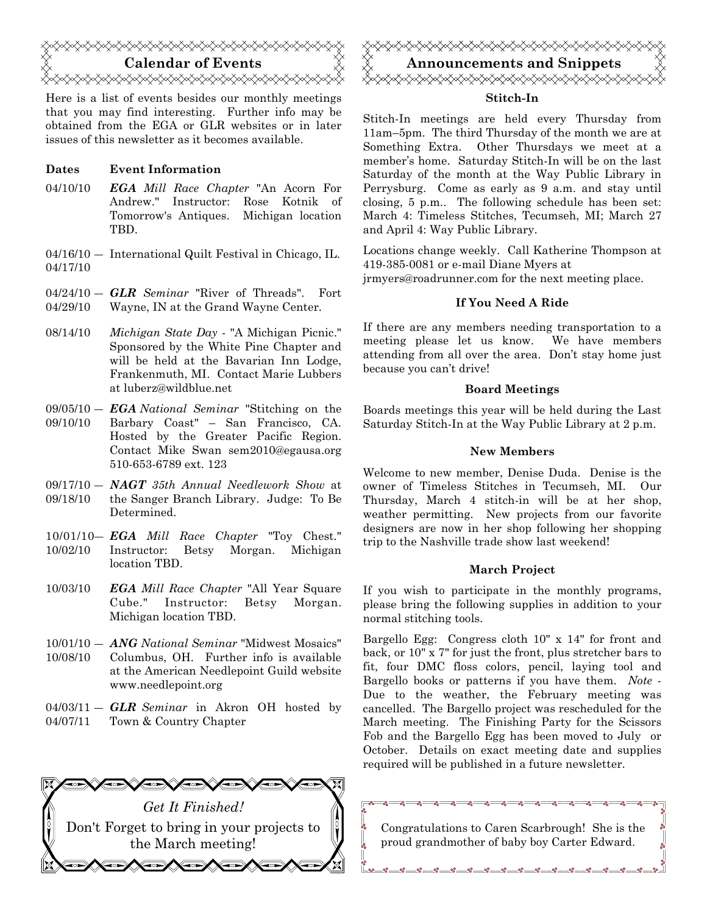## Calendar of Events

Here is a list of events besides our monthly meetings that you may find interesting. Further info may be obtained from the EGA or GLR websites or in later issues of this newsletter as it becomes available.

| Dates | Event Information |
|---|---|
| 04/10/10 | ***EGA** Mill Race Chapter* "An Acorn For Andrew." Instructor: Rose Kotnik of Tomorrow's Antiques. Michigan location TBD. |
| 04/16/10 — 04/17/10 | International Quilt Festival in Chicago, IL. |
| 04/24/10 — 04/29/10 | ***GLR** Seminar* "River of Threads". Fort Wayne, IN at the Grand Wayne Center. |
| 08/14/10 | *Michigan State Day* - "A Michigan Picnic." Sponsored by the White Pine Chapter and will be held at the Bavarian Inn Lodge, Frankenmuth, MI. Contact Marie Lubbers at luberz@wildblue.net |
| 09/05/10 — 09/10/10 | ***EGA** National Seminar* "Stitching on the Barbary Coast" – San Francisco, CA. Hosted by the Greater Pacific Region. Contact Mike Swan sem2010@egausa.org 510-653-6789 ext. 123 |
| 09/17/10 — 09/18/10 | ***NAGT** 35th Annual Needlework Show* at the Sanger Branch Library. Judge: To Be Determined. |
| 10/01/10— 10/02/10 | ***EGA** Mill Race Chapter* "Toy Chest." Instructor: Betsy Morgan. Michigan location TBD. |
| 10/03/10 | ***EGA** Mill Race Chapter* "All Year Square Cube." Instructor: Betsy Morgan. Michigan location TBD. |
| 10/01/10 — 10/08/10 | ***ANG** National Seminar* "Midwest Mosaics" Columbus, OH. Further info is available at the American Needlepoint Guild website www.needlepoint.org |
| 04/03/11 — 04/07/11 | ***GLR** Seminar* in Akron OH hosted by Town & Country Chapter |

*Get It Finished!*

Don't Forget to bring in your projects to the March meeting!

## Announcements and Snippets

### Stitch-In

Stitch-In meetings are held every Thursday from 11am–5pm. The third Thursday of the month we are at Something Extra. Other Thursdays we meet at a member's home. Saturday Stitch-In will be on the last Saturday of the month at the Way Public Library in Perrysburg. Come as early as 9 a.m. and stay until closing, 5 p.m.. The following schedule has been set: March 4: Timeless Stitches, Tecumseh, MI; March 27 and April 4: Way Public Library.

Locations change weekly. Call Katherine Thompson at 419-385-0081 or e-mail Diane Myers at jrmyers@roadrunner.com for the next meeting place.

### If You Need A Ride

If there are any members needing transportation to a meeting please let us know. We have members attending from all over the area. Don't stay home just because you can't drive!

### Board Meetings

Boards meetings this year will be held during the Last Saturday Stitch-In at the Way Public Library at 2 p.m.

### New Members

Welcome to new member, Denise Duda. Denise is the owner of Timeless Stitches in Tecumseh, MI. Our Thursday, March 4 stitch-in will be at her shop, weather permitting. New projects from our favorite designers are now in her shop following her shopping trip to the Nashville trade show last weekend!

### March Project

If you wish to participate in the monthly programs, please bring the following supplies in addition to your normal stitching tools.

Bargello Egg: Congress cloth 10" x 14" for front and back, or 10" x 7" for just the front, plus stretcher bars to fit, four DMC floss colors, pencil, laying tool and Bargello books or patterns if you have them. *Note* - Due to the weather, the February meeting was cancelled. The Bargello project was rescheduled for the March meeting. The Finishing Party for the Scissors Fob and the Bargello Egg has been moved to July or October. Details on exact meeting date and supplies required will be published in a future newsletter.

Congratulations to Caren Scarbrough! She is the proud grandmother of baby boy Carter Edward.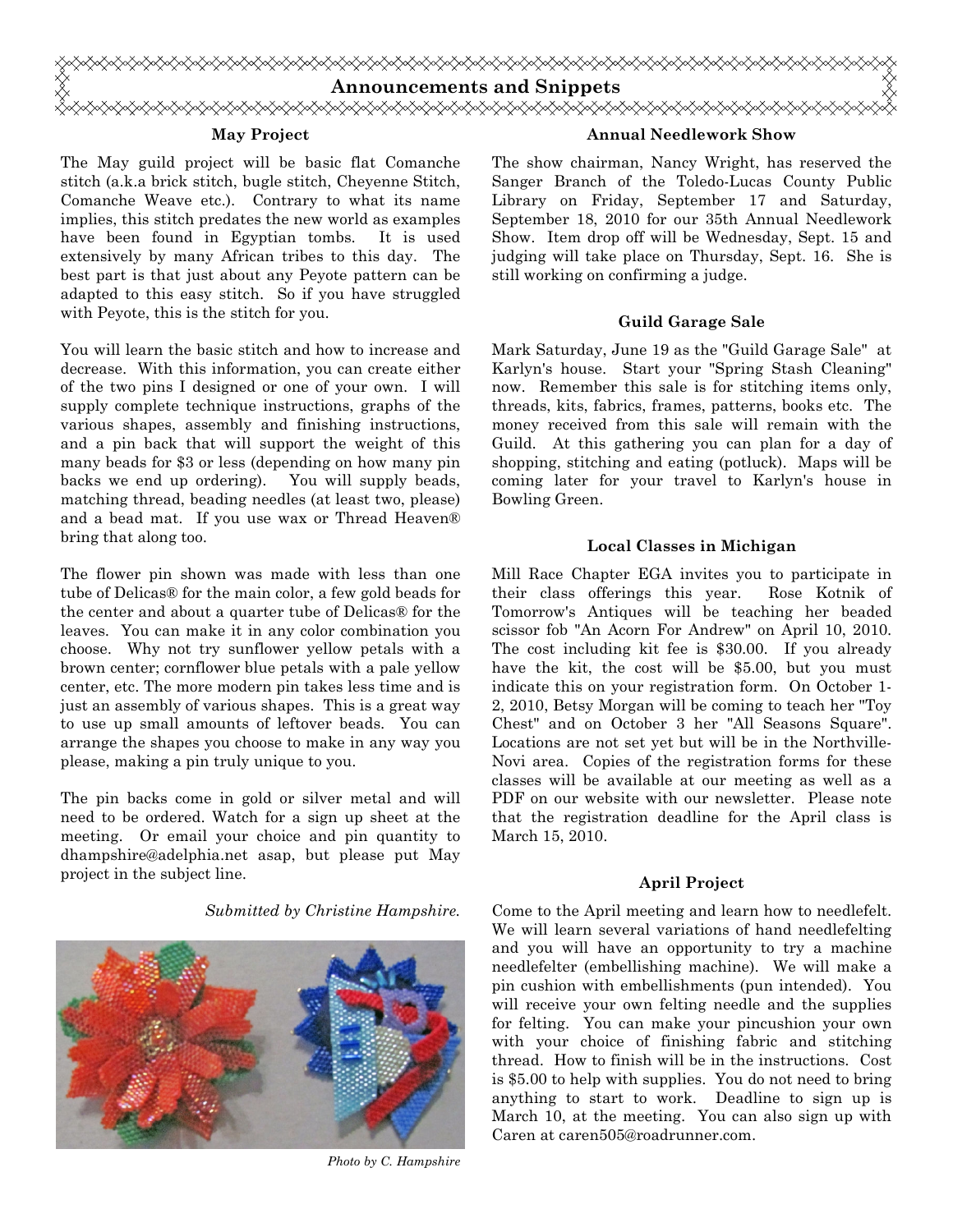# Announcements and Snippets

## May Project

The May guild project will be basic flat Comanche stitch (a.k.a brick stitch, bugle stitch, Cheyenne Stitch, Comanche Weave etc.). Contrary to what its name implies, this stitch predates the new world as examples have been found in Egyptian tombs. It is used extensively by many African tribes to this day. The best part is that just about any Peyote pattern can be adapted to this easy stitch. So if you have struggled with Peyote, this is the stitch for you.

You will learn the basic stitch and how to increase and decrease. With this information, you can create either of the two pins I designed or one of your own. I will supply complete technique instructions, graphs of the various shapes, assembly and finishing instructions, and a pin back that will support the weight of this many beads for $3 or less (depending on how many pin backs we end up ordering). You will supply beads, matching thread, beading needles (at least two, please) and a bead mat. If you use wax or Thread Heaven® bring that along too.

The flower pin shown was made with less than one tube of Delicas® for the main color, a few gold beads for the center and about a quarter tube of Delicas® for the leaves. You can make it in any color combination you choose. Why not try sunflower yellow petals with a brown center; cornflower blue petals with a pale yellow center, etc. The more modern pin takes less time and is just an assembly of various shapes. This is a great way to use up small amounts of leftover beads. You can arrange the shapes you choose to make in any way you please, making a pin truly unique to you.

The pin backs come in gold or silver metal and will need to be ordered. Watch for a sign up sheet at the meeting. Or email your choice and pin quantity to dhampshire@adelphia.net asap, but please put May project in the subject line.

*Submitted by Christine Hampshire.*

*Photo by C. Hampshire*

## Annual Needlework Show

The show chairman, Nancy Wright, has reserved the Sanger Branch of the Toledo-Lucas County Public Library on Friday, September 17 and Saturday, September 18, 2010 for our 35th Annual Needlework Show. Item drop off will be Wednesday, Sept. 15 and judging will take place on Thursday, Sept. 16. She is still working on confirming a judge.

## Guild Garage Sale

Mark Saturday, June 19 as the "Guild Garage Sale" at Karlyn's house. Start your "Spring Stash Cleaning" now. Remember this sale is for stitching items only, threads, kits, fabrics, frames, patterns, books etc. The money received from this sale will remain with the Guild. At this gathering you can plan for a day of shopping, stitching and eating (potluck). Maps will be coming later for your travel to Karlyn's house in Bowling Green.

## Local Classes in Michigan

Mill Race Chapter EGA invites you to participate in their class offerings this year. Rose Kotnik of Tomorrow's Antiques will be teaching her beaded scissor fob "An Acorn For Andrew" on April 10, 2010. The cost including kit fee is $30.00. If you already have the kit, the cost will be $5.00, but you must indicate this on your registration form. On October 1-2, 2010, Betsy Morgan will be coming to teach her "Toy Chest" and on October 3 her "All Seasons Square". Locations are not set yet but will be in the Northville-Novi area. Copies of the registration forms for these classes will be available at our meeting as well as a PDF on our website with our newsletter. Please note that the registration deadline for the April class is March 15, 2010.

## April Project

Come to the April meeting and learn how to needlefelt. We will learn several variations of hand needlefelting and you will have an opportunity to try a machine needlefelter (embellishing machine). We will make a pin cushion with embellishments (pun intended). You will receive your own felting needle and the supplies for felting. You can make your pincushion your own with your choice of finishing fabric and stitching thread. How to finish will be in the instructions. Cost is $5.00 to help with supplies. You do not need to bring anything to start to work. Deadline to sign up is March 10, at the meeting. You can also sign up with Caren at caren505@roadrunner.com.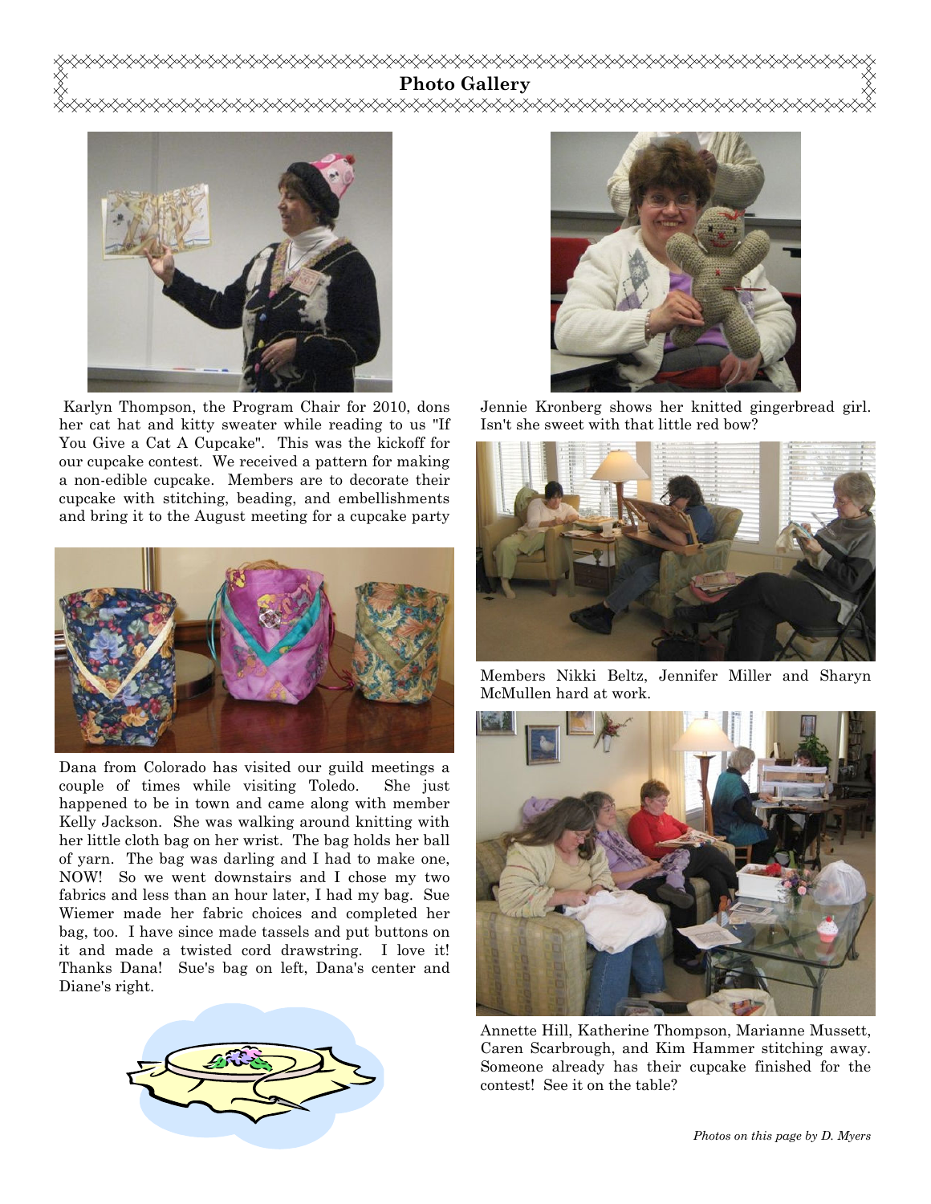## Photo Gallery

Karlyn Thompson, the Program Chair for 2010, dons her cat hat and kitty sweater while reading to us "If You Give a Cat A Cupcake". This was the kickoff for our cupcake contest. We received a pattern for making a non-edible cupcake. Members are to decorate their cupcake with stitching, beading, and embellishments and bring it to the August meeting for a cupcake party

Dana from Colorado has visited our guild meetings a couple of times while visiting Toledo. She just happened to be in town and came along with member Kelly Jackson. She was walking around knitting with her little cloth bag on her wrist. The bag holds her ball of yarn. The bag was darling and I had to make one, NOW! So we went downstairs and I chose my two fabrics and less than an hour later, I had my bag. Sue Wiemer made her fabric choices and completed her bag, too. I have since made tassels and put buttons on it and made a twisted cord drawstring. I love it! Thanks Dana! Sue's bag on left, Dana's center and Diane's right.

Jennie Kronberg shows her knitted gingerbread girl. Isn't she sweet with that little red bow?

Members Nikki Beltz, Jennifer Miller and Sharyn McMullen hard at work.

Annette Hill, Katherine Thompson, Marianne Mussett, Caren Scarbrough, and Kim Hammer stitching away. Someone already has their cupcake finished for the contest! See it on the table?

*Photos on this page by D. Myers*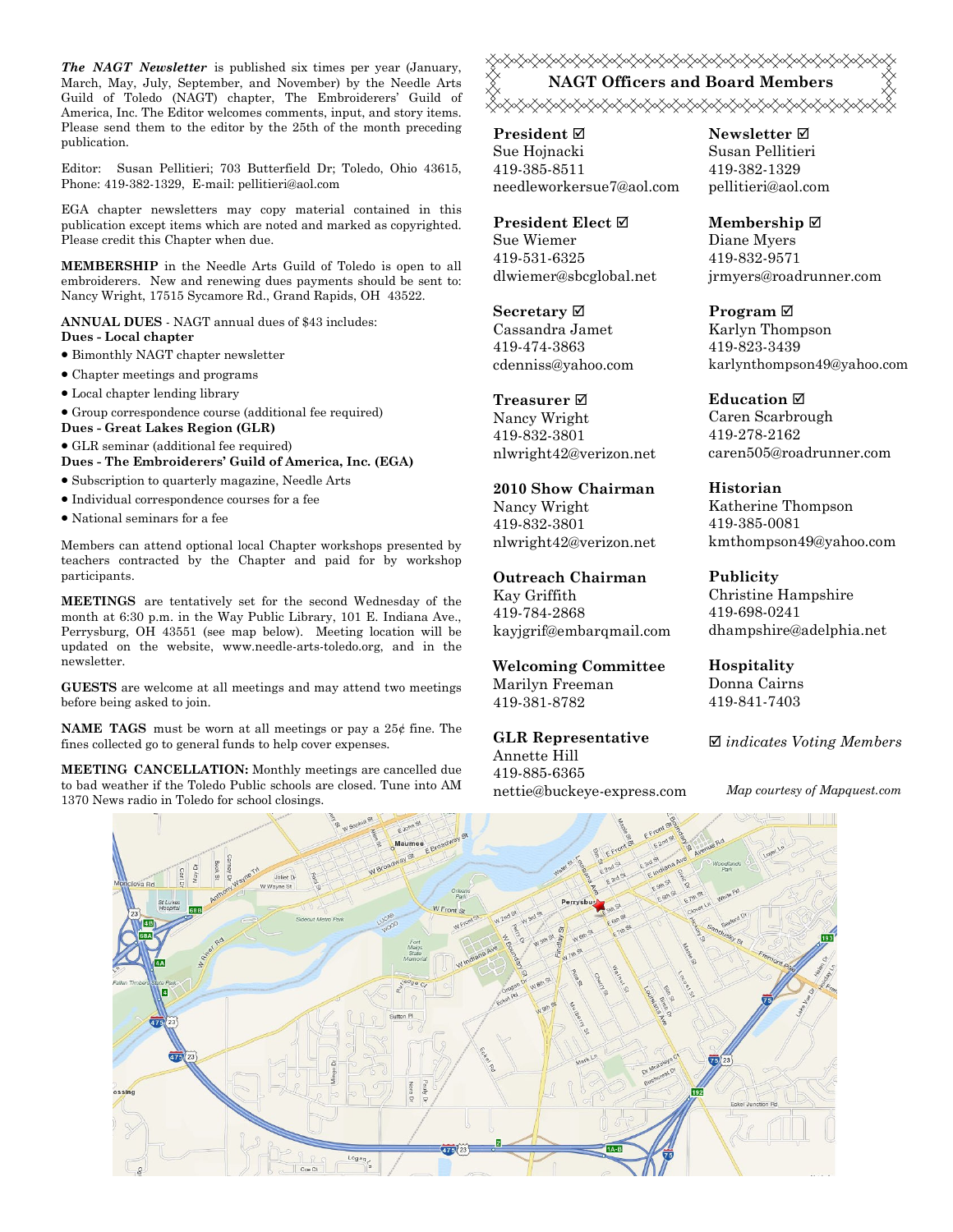***The NAGT Newsletter*** is published six times per year (January, March, May, July, September, and November) by the Needle Arts Guild of Toledo (NAGT) chapter, The Embroiderers' Guild of America, Inc. The Editor welcomes comments, input, and story items. Please send them to the editor by the 25th of the month preceding publication.

Editor: Susan Pellitieri; 703 Butterfield Dr; Toledo, Ohio 43615, Phone: 419-382-1329, E-mail: pellitieri@aol.com

EGA chapter newsletters may copy material contained in this publication except items which are noted and marked as copyrighted. Please credit this Chapter when due.

**MEMBERSHIP** in the Needle Arts Guild of Toledo is open to all embroiderers. New and renewing dues payments should be sent to: Nancy Wright, 17515 Sycamore Rd., Grand Rapids, OH 43522.

**ANNUAL DUES** - NAGT annual dues of $43 includes:

**Dues - Local chapter**

- Bimonthly NAGT chapter newsletter
- Chapter meetings and programs
- Local chapter lending library
- Group correspondence course (additional fee required)

**Dues - Great Lakes Region (GLR)**

- GLR seminar (additional fee required)

**Dues - The Embroiderers' Guild of America, Inc. (EGA)**

- Subscription to quarterly magazine, Needle Arts
- Individual correspondence courses for a fee
- National seminars for a fee

Members can attend optional local Chapter workshops presented by teachers contracted by the Chapter and paid for by workshop participants.

**MEETINGS** are tentatively set for the second Wednesday of the month at 6:30 p.m. in the Way Public Library, 101 E. Indiana Ave., Perrysburg, OH 43551 (see map below). Meeting location will be updated on the website, www.needle-arts-toledo.org, and in the newsletter.

**GUESTS** are welcome at all meetings and may attend two meetings before being asked to join.

**NAME TAGS** must be worn at all meetings or pay a 25¢ fine. The fines collected go to general funds to help cover expenses.

**MEETING CANCELLATION:** Monthly meetings are cancelled due to bad weather if the Toledo Public schools are closed. Tune into AM 1370 News radio in Toledo for school closings.

## NAGT Officers and Board Members

**President** ☑
Sue Hojnacki
419-385-8511
needleworkersue7@aol.com

**President Elect** ☑
Sue Wiemer
419-531-6325
dlwiemer@sbcglobal.net

**Secretary** ☑
Cassandra Jamet
419-474-3863
cdenniss@yahoo.com

**Treasurer** ☑
Nancy Wright
419-832-3801
nlwright42@verizon.net

**2010 Show Chairman**
Nancy Wright
419-832-3801
nlwright42@verizon.net

**Outreach Chairman**
Kay Griffith
419-784-2868
kayjgrif@embarqmail.com

**Welcoming Committee**
Marilyn Freeman
419-381-8782

**GLR Representative**
Annette Hill
419-885-6365
nettie@buckeye-express.com

**Newsletter** ☑
Susan Pellitieri
419-382-1329
pellitieri@aol.com

**Membership** ☑
Diane Myers
419-832-9571
jrmyers@roadrunner.com

**Program** ☑
Karlyn Thompson
419-823-3439
karlynthompson49@yahoo.com

**Education** ☑
Caren Scarbrough
419-278-2162
caren505@roadrunner.com

**Historian**
Katherine Thompson
419-385-0081
kmthompson49@yahoo.com

**Publicity**
Christine Hampshire
419-698-0241
dhampshire@adelphia.net

**Hospitality**
Donna Cairns
419-841-7403

☑ *indicates Voting Members*

*Map courtesy of Mapquest.com*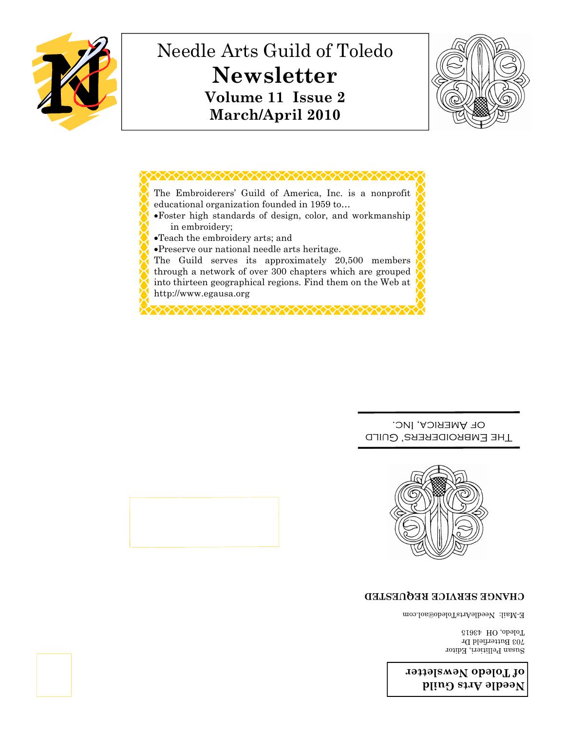# Needle Arts Guild of Toledo

# Newsletter

## Volume 11 Issue 2

## March/April 2010

The Embroiderers' Guild of America, Inc. is a nonprofit educational organization founded in 1959 to…

- Foster high standards of design, color, and workmanship in embroidery;
- Teach the embroidery arts; and
- Preserve our national needle arts heritage.

The Guild serves its approximately 20,500 members through a network of over 300 chapters which are grouped into thirteen geographical regions. Find them on the Web at http://www.egausa.org

THE EMBROIDERERS' GUILD OF AMERICA, INC.

**CHANGE SERVICE REQUESTED**

E-Mail: NeedleArtsToledo@aol.com

Toledo, OH 43615

703 Butterfield Dr

Susan Pellitieri, Editor

**Needle Arts Guild of Toledo Newsletter**